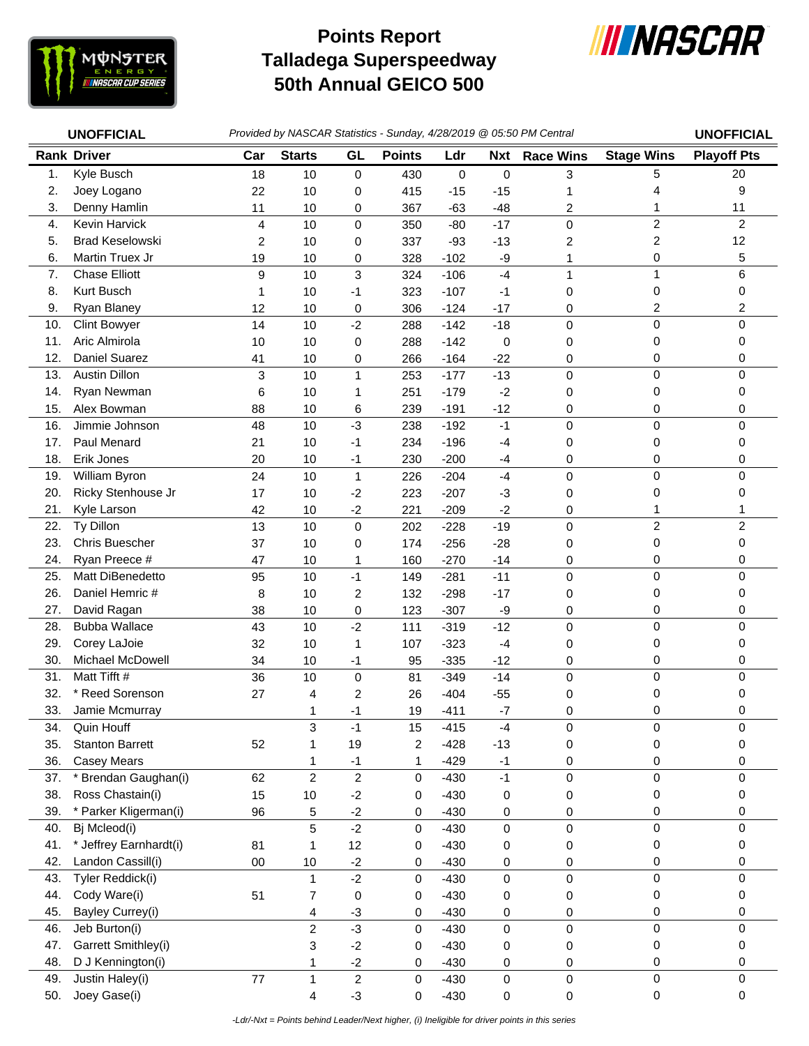# Points Report
# Talladega Superspeedway
# 50th Annual GEICO 500

**UNOFFICIAL** *Provided by NASCAR Statistics - Sunday, 4/28/2019 @ 05:50 PM Central* **UNOFFICIAL**

| Rank | Driver | Car | Starts | GL | Points | Ldr | Nxt | Race Wins | Stage Wins | Playoff Pts |
|---|---|---|---|---|---|---|---|---|---|---|
| 1. | Kyle Busch | 18 | 10 | 0 | 430 | 0 | 0 | 3 | 5 | 20 |
| 2. | Joey Logano | 22 | 10 | 0 | 415 | -15 | -15 | 1 | 4 | 9 |
| 3. | Denny Hamlin | 11 | 10 | 0 | 367 | -63 | -48 | 2 | 1 | 11 |
| 4. | Kevin Harvick | 4 | 10 | 0 | 350 | -80 | -17 | 0 | 2 | 2 |
| 5. | Brad Keselowski | 2 | 10 | 0 | 337 | -93 | -13 | 2 | 2 | 12 |
| 6. | Martin Truex Jr | 19 | 10 | 0 | 328 | -102 | -9 | 1 | 0 | 5 |
| 7. | Chase Elliott | 9 | 10 | 3 | 324 | -106 | -4 | 1 | 1 | 6 |
| 8. | Kurt Busch | 1 | 10 | -1 | 323 | -107 | -1 | 0 | 0 | 0 |
| 9. | Ryan Blaney | 12 | 10 | 0 | 306 | -124 | -17 | 0 | 2 | 2 |
| 10. | Clint Bowyer | 14 | 10 | -2 | 288 | -142 | -18 | 0 | 0 | 0 |
| 11. | Aric Almirola | 10 | 10 | 0 | 288 | -142 | 0 | 0 | 0 | 0 |
| 12. | Daniel Suarez | 41 | 10 | 0 | 266 | -164 | -22 | 0 | 0 | 0 |
| 13. | Austin Dillon | 3 | 10 | 1 | 253 | -177 | -13 | 0 | 0 | 0 |
| 14. | Ryan Newman | 6 | 10 | 1 | 251 | -179 | -2 | 0 | 0 | 0 |
| 15. | Alex Bowman | 88 | 10 | 6 | 239 | -191 | -12 | 0 | 0 | 0 |
| 16. | Jimmie Johnson | 48 | 10 | -3 | 238 | -192 | -1 | 0 | 0 | 0 |
| 17. | Paul Menard | 21 | 10 | -1 | 234 | -196 | -4 | 0 | 0 | 0 |
| 18. | Erik Jones | 20 | 10 | -1 | 230 | -200 | -4 | 0 | 0 | 0 |
| 19. | William Byron | 24 | 10 | 1 | 226 | -204 | -4 | 0 | 0 | 0 |
| 20. | Ricky Stenhouse Jr | 17 | 10 | -2 | 223 | -207 | -3 | 0 | 0 | 0 |
| 21. | Kyle Larson | 42 | 10 | -2 | 221 | -209 | -2 | 0 | 1 | 1 |
| 22. | Ty Dillon | 13 | 10 | 0 | 202 | -228 | -19 | 0 | 2 | 2 |
| 23. | Chris Buescher | 37 | 10 | 0 | 174 | -256 | -28 | 0 | 0 | 0 |
| 24. | Ryan Preece # | 47 | 10 | 1 | 160 | -270 | -14 | 0 | 0 | 0 |
| 25. | Matt DiBenedetto | 95 | 10 | -1 | 149 | -281 | -11 | 0 | 0 | 0 |
| 26. | Daniel Hemric # | 8 | 10 | 2 | 132 | -298 | -17 | 0 | 0 | 0 |
| 27. | David Ragan | 38 | 10 | 0 | 123 | -307 | -9 | 0 | 0 | 0 |
| 28. | Bubba Wallace | 43 | 10 | -2 | 111 | -319 | -12 | 0 | 0 | 0 |
| 29. | Corey LaJoie | 32 | 10 | 1 | 107 | -323 | -4 | 0 | 0 | 0 |
| 30. | Michael McDowell | 34 | 10 | -1 | 95 | -335 | -12 | 0 | 0 | 0 |
| 31. | Matt Tifft # | 36 | 10 | 0 | 81 | -349 | -14 | 0 | 0 | 0 |
| 32. | * Reed Sorenson | 27 | 4 | 2 | 26 | -404 | -55 | 0 | 0 | 0 |
| 33. | Jamie Mcmurray | | 1 | -1 | 19 | -411 | -7 | 0 | 0 | 0 |
| 34. | Quin Houff | | 3 | -1 | 15 | -415 | -4 | 0 | 0 | 0 |
| 35. | Stanton Barrett | 52 | 1 | 19 | 2 | -428 | -13 | 0 | 0 | 0 |
| 36. | Casey Mears | | 1 | -1 | 1 | -429 | -1 | 0 | 0 | 0 |
| 37. | * Brendan Gaughan(i) | 62 | 2 | 2 | 0 | -430 | -1 | 0 | 0 | 0 |
| 38. | Ross Chastain(i) | 15 | 10 | -2 | 0 | -430 | 0 | 0 | 0 | 0 |
| 39. | * Parker Kligerman(i) | 96 | 5 | -2 | 0 | -430 | 0 | 0 | 0 | 0 |
| 40. | Bj Mcleod(i) | | 5 | -2 | 0 | -430 | 0 | 0 | 0 | 0 |
| 41. | * Jeffrey Earnhardt(i) | 81 | 1 | 12 | 0 | -430 | 0 | 0 | 0 | 0 |
| 42. | Landon Cassill(i) | 00 | 10 | -2 | 0 | -430 | 0 | 0 | 0 | 0 |
| 43. | Tyler Reddick(i) | | 1 | -2 | 0 | -430 | 0 | 0 | 0 | 0 |
| 44. | Cody Ware(i) | 51 | 7 | 0 | 0 | -430 | 0 | 0 | 0 | 0 |
| 45. | Bayley Currey(i) | | 4 | -3 | 0 | -430 | 0 | 0 | 0 | 0 |
| 46. | Jeb Burton(i) | | 2 | -3 | 0 | -430 | 0 | 0 | 0 | 0 |
| 47. | Garrett Smithley(i) | | 3 | -2 | 0 | -430 | 0 | 0 | 0 | 0 |
| 48. | D J Kennington(i) | | 1 | -2 | 0 | -430 | 0 | 0 | 0 | 0 |
| 49. | Justin Haley(i) | 77 | 1 | 2 | 0 | -430 | 0 | 0 | 0 | 0 |
| 50. | Joey Gase(i) | | 4 | -3 | 0 | -430 | 0 | 0 | 0 | 0 |

*-Ldr/-Nxt = Points behind Leader/Next higher, (i) Ineligible for driver points in this series*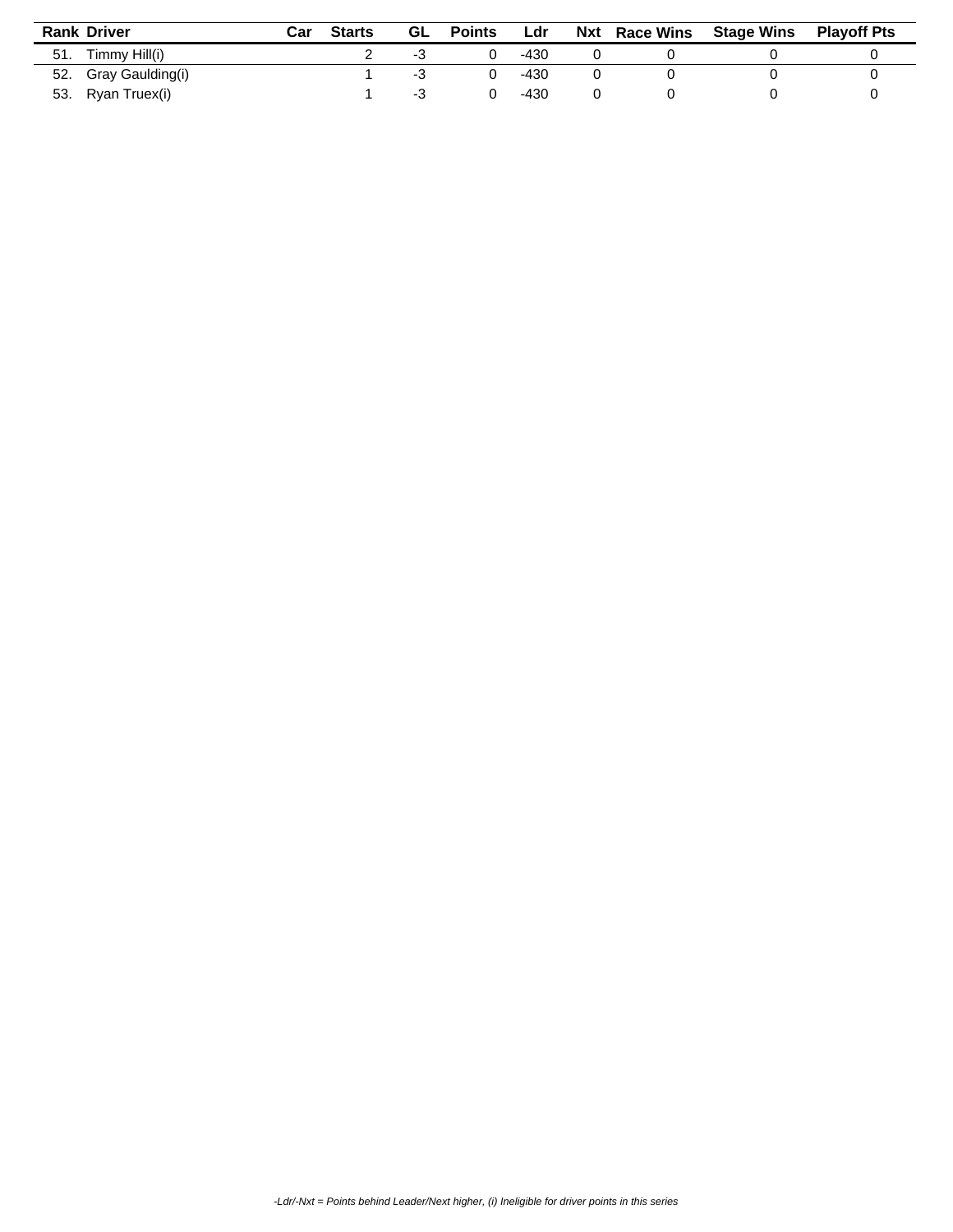| Rank | Driver | Car | Starts | GL | Points | Ldr | Nxt | Race Wins | Stage Wins | Playoff Pts |
|---|---|---|---|---|---|---|---|---|---|---|
| 51. | Timmy Hill(i) | | 2 | -3 | 0 | -430 | 0 | 0 | 0 | 0 |
| 52. | Gray Gaulding(i) | | 1 | -3 | 0 | -430 | 0 | 0 | 0 | 0 |
| 53. | Ryan Truex(i) | | 1 | -3 | 0 | -430 | 0 | 0 | 0 | 0 |

*-Ldr/-Nxt = Points behind Leader/Next higher, (i) Ineligible for driver points in this series*